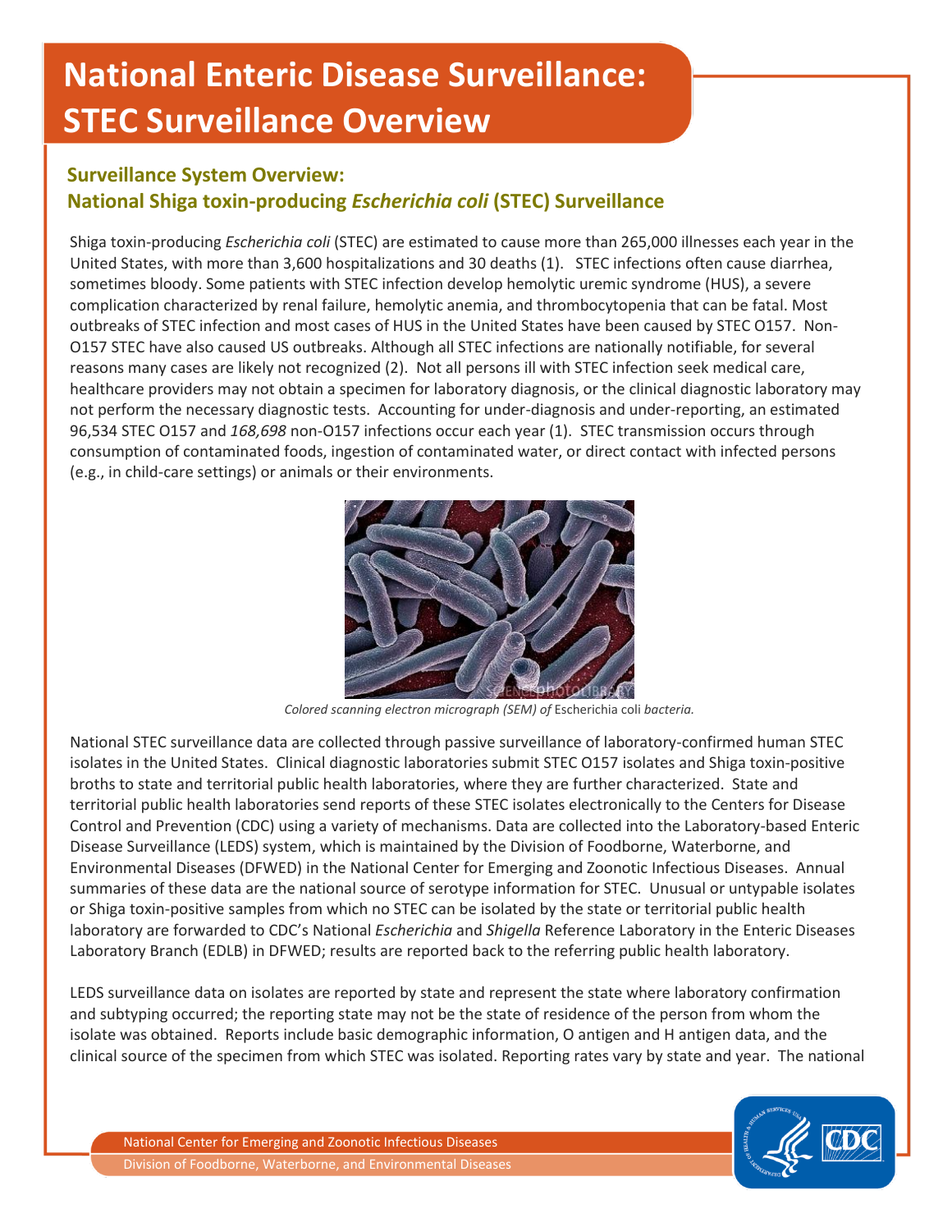# National Enteric Disease Surveillance: STEC Surveillance Overview

## Surveillance System Overview: National Shiga toxin-producing *Escherichia coli* (STEC) Surveillance

Shiga toxin-producing *Escherichia coli* (STEC) are estimated to cause more than 265,000 illnesses each year in the United States, with more than 3,600 hospitalizations and 30 deaths (1). STEC infections often cause diarrhea, sometimes bloody. Some patients with STEC infection develop hemolytic uremic syndrome (HUS), a severe complication characterized by renal failure, hemolytic anemia, and thrombocytopenia that can be fatal. Most outbreaks of STEC infection and most cases of HUS in the United States have been caused by STEC O157. Non-O157 STEC have also caused US outbreaks. Although all STEC infections are nationally notifiable, for several reasons many cases are likely not recognized (2). Not all persons ill with STEC infection seek medical care, healthcare providers may not obtain a specimen for laboratory diagnosis, or the clinical diagnostic laboratory may not perform the necessary diagnostic tests. Accounting for under-diagnosis and under-reporting, an estimated 96,534 STEC O157 and *168,698* non-O157 infections occur each year (1). STEC transmission occurs through consumption of contaminated foods, ingestion of contaminated water, or direct contact with infected persons (e.g., in child-care settings) or animals or their environments.

*Colored scanning electron micrograph (SEM) of* Escherichia coli *bacteria.*

National STEC surveillance data are collected through passive surveillance of laboratory-confirmed human STEC isolates in the United States. Clinical diagnostic laboratories submit STEC O157 isolates and Shiga toxin-positive broths to state and territorial public health laboratories, where they are further characterized. State and territorial public health laboratories send reports of these STEC isolates electronically to the Centers for Disease Control and Prevention (CDC) using a variety of mechanisms. Data are collected into the Laboratory-based Enteric Disease Surveillance (LEDS) system, which is maintained by the Division of Foodborne, Waterborne, and Environmental Diseases (DFWED) in the National Center for Emerging and Zoonotic Infectious Diseases. Annual summaries of these data are the national source of serotype information for STEC. Unusual or untypable isolates or Shiga toxin-positive samples from which no STEC can be isolated by the state or territorial public health laboratory are forwarded to CDC's National *Escherichia* and *Shigella* Reference Laboratory in the Enteric Diseases Laboratory Branch (EDLB) in DFWED; results are reported back to the referring public health laboratory.

LEDS surveillance data on isolates are reported by state and represent the state where laboratory confirmation and subtyping occurred; the reporting state may not be the state of residence of the person from whom the isolate was obtained. Reports include basic demographic information, O antigen and H antigen data, and the clinical source of the specimen from which STEC was isolated. Reporting rates vary by state and year. The national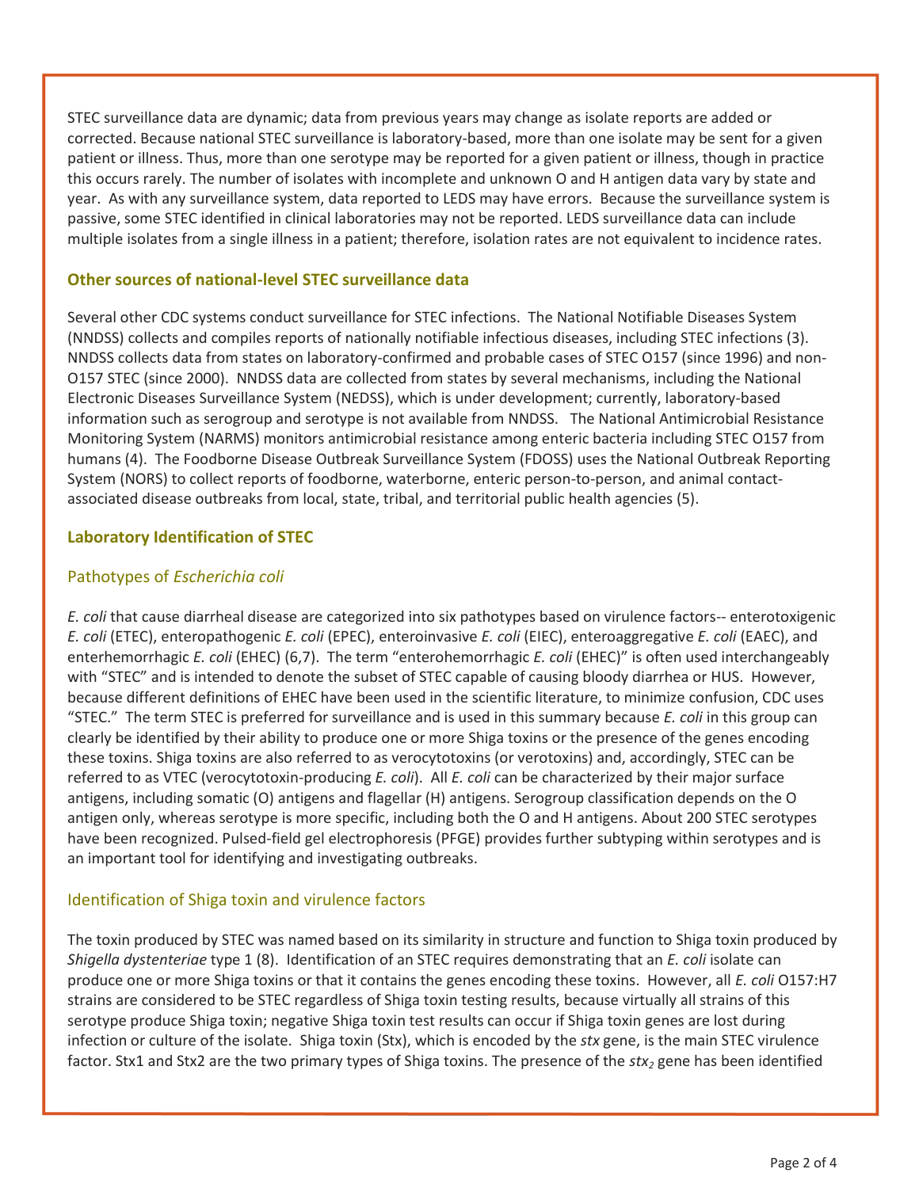STEC surveillance data are dynamic; data from previous years may change as isolate reports are added or corrected. Because national STEC surveillance is laboratory-based, more than one isolate may be sent for a given patient or illness. Thus, more than one serotype may be reported for a given patient or illness, though in practice this occurs rarely. The number of isolates with incomplete and unknown O and H antigen data vary by state and year. As with any surveillance system, data reported to LEDS may have errors. Because the surveillance system is passive, some STEC identified in clinical laboratories may not be reported. LEDS surveillance data can include multiple isolates from a single illness in a patient; therefore, isolation rates are not equivalent to incidence rates.

## Other sources of national-level STEC surveillance data

Several other CDC systems conduct surveillance for STEC infections. The National Notifiable Diseases System (NNDSS) collects and compiles reports of nationally notifiable infectious diseases, including STEC infections (3). NNDSS collects data from states on laboratory-confirmed and probable cases of STEC O157 (since 1996) and non-O157 STEC (since 2000). NNDSS data are collected from states by several mechanisms, including the National Electronic Diseases Surveillance System (NEDSS), which is under development; currently, laboratory-based information such as serogroup and serotype is not available from NNDSS. The National Antimicrobial Resistance Monitoring System (NARMS) monitors antimicrobial resistance among enteric bacteria including STEC O157 from humans (4). The Foodborne Disease Outbreak Surveillance System (FDOSS) uses the National Outbreak Reporting System (NORS) to collect reports of foodborne, waterborne, enteric person-to-person, and animal contact-associated disease outbreaks from local, state, tribal, and territorial public health agencies (5).

## Laboratory Identification of STEC

### Pathotypes of *Escherichia coli*

*E. coli* that cause diarrheal disease are categorized into six pathotypes based on virulence factors-- enterotoxigenic *E. coli* (ETEC), enteropathogenic *E. coli* (EPEC), enteroinvasive *E. coli* (EIEC), enteroaggregative *E. coli* (EAEC), and enterhemorrhagic *E. coli* (EHEC) (6,7). The term "enterohemorrhagic *E. coli* (EHEC)" is often used interchangeably with "STEC" and is intended to denote the subset of STEC capable of causing bloody diarrhea or HUS. However, because different definitions of EHEC have been used in the scientific literature, to minimize confusion, CDC uses "STEC." The term STEC is preferred for surveillance and is used in this summary because *E. coli* in this group can clearly be identified by their ability to produce one or more Shiga toxins or the presence of the genes encoding these toxins. Shiga toxins are also referred to as verocytotoxins (or verotoxins) and, accordingly, STEC can be referred to as VTEC (verocytotoxin-producing *E. coli*). All *E. coli* can be characterized by their major surface antigens, including somatic (O) antigens and flagellar (H) antigens. Serogroup classification depends on the O antigen only, whereas serotype is more specific, including both the O and H antigens. About 200 STEC serotypes have been recognized. Pulsed-field gel electrophoresis (PFGE) provides further subtyping within serotypes and is an important tool for identifying and investigating outbreaks.

### Identification of Shiga toxin and virulence factors

The toxin produced by STEC was named based on its similarity in structure and function to Shiga toxin produced by *Shigella dystenteriae* type 1 (8). Identification of an STEC requires demonstrating that an *E. coli* isolate can produce one or more Shiga toxins or that it contains the genes encoding these toxins. However, all *E. coli* O157:H7 strains are considered to be STEC regardless of Shiga toxin testing results, because virtually all strains of this serotype produce Shiga toxin; negative Shiga toxin test results can occur if Shiga toxin genes are lost during infection or culture of the isolate. Shiga toxin (Stx), which is encoded by the *stx* gene, is the main STEC virulence factor. Stx1 and Stx2 are the two primary types of Shiga toxins. The presence of the $stx_2$ gene has been identified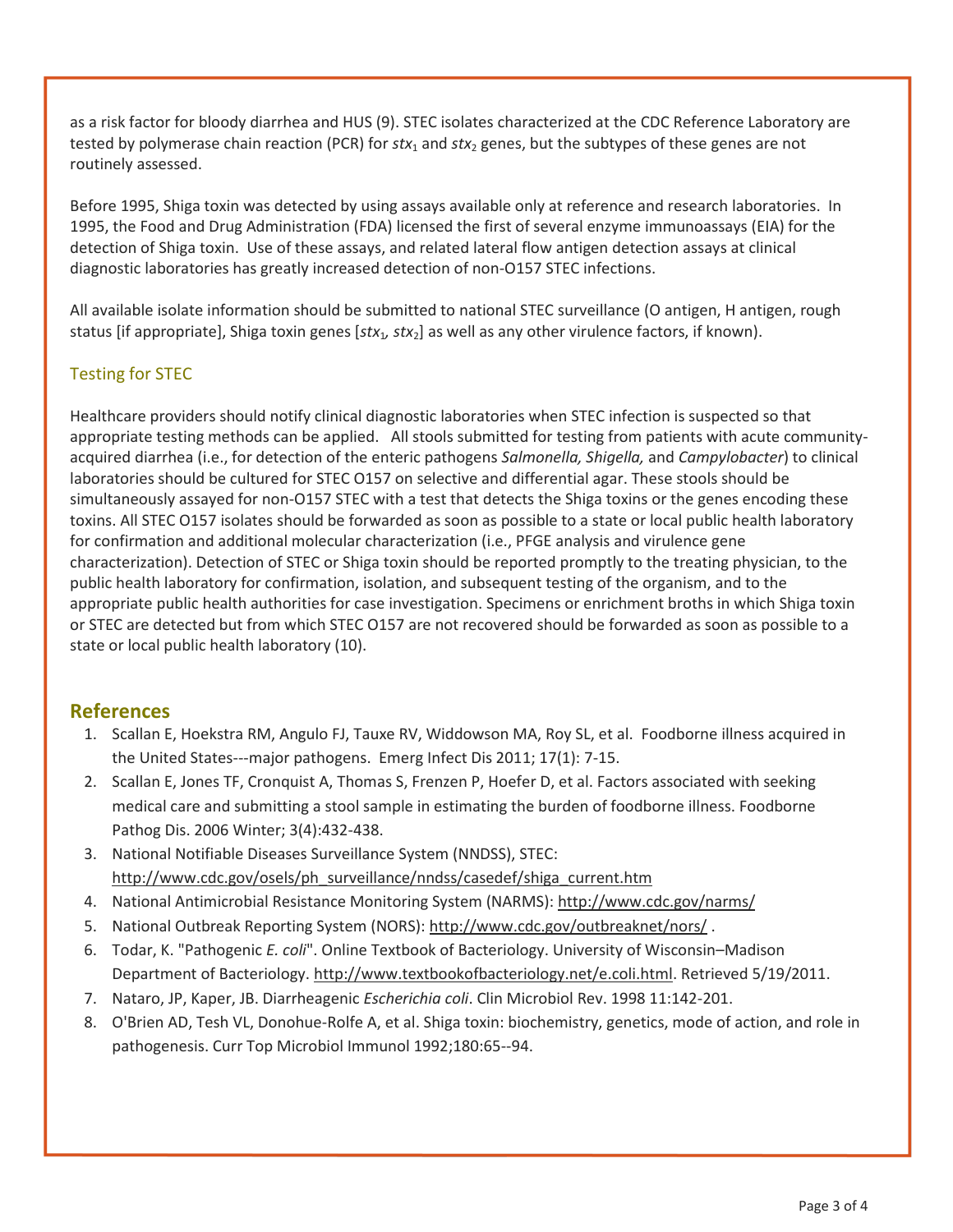as a risk factor for bloody diarrhea and HUS (9). STEC isolates characterized at the CDC Reference Laboratory are tested by polymerase chain reaction (PCR) for *stx*$_1$ and *stx*$_2$ genes, but the subtypes of these genes are not routinely assessed.

Before 1995, Shiga toxin was detected by using assays available only at reference and research laboratories. In 1995, the Food and Drug Administration (FDA) licensed the first of several enzyme immunoassays (EIA) for the detection of Shiga toxin. Use of these assays, and related lateral flow antigen detection assays at clinical diagnostic laboratories has greatly increased detection of non-O157 STEC infections.

All available isolate information should be submitted to national STEC surveillance (O antigen, H antigen, rough status [if appropriate], Shiga toxin genes [*stx*$_1$, *stx*$_2$] as well as any other virulence factors, if known).

### Testing for STEC

Healthcare providers should notify clinical diagnostic laboratories when STEC infection is suspected so that appropriate testing methods can be applied. All stools submitted for testing from patients with acute community-acquired diarrhea (i.e., for detection of the enteric pathogens *Salmonella, Shigella,* and *Campylobacter*) to clinical laboratories should be cultured for STEC O157 on selective and differential agar. These stools should be simultaneously assayed for non-O157 STEC with a test that detects the Shiga toxins or the genes encoding these toxins. All STEC O157 isolates should be forwarded as soon as possible to a state or local public health laboratory for confirmation and additional molecular characterization (i.e., PFGE analysis and virulence gene characterization). Detection of STEC or Shiga toxin should be reported promptly to the treating physician, to the public health laboratory for confirmation, isolation, and subsequent testing of the organism, and to the appropriate public health authorities for case investigation. Specimens or enrichment broths in which Shiga toxin or STEC are detected but from which STEC O157 are not recovered should be forwarded as soon as possible to a state or local public health laboratory (10).

## References

1. Scallan E, Hoekstra RM, Angulo FJ, Tauxe RV, Widdowson MA, Roy SL, et al. Foodborne illness acquired in the United States---major pathogens. Emerg Infect Dis 2011; 17(1): 7-15.
2. Scallan E, Jones TF, Cronquist A, Thomas S, Frenzen P, Hoefer D, et al. Factors associated with seeking medical care and submitting a stool sample in estimating the burden of foodborne illness. Foodborne Pathog Dis. 2006 Winter; 3(4):432-438.
3. National Notifiable Diseases Surveillance System (NNDSS), STEC: http://www.cdc.gov/osels/ph_surveillance/nndss/casedef/shiga_current.htm
4. National Antimicrobial Resistance Monitoring System (NARMS): http://www.cdc.gov/narms/
5. National Outbreak Reporting System (NORS): http://www.cdc.gov/outbreaknet/nors/ .
6. Todar, K. "Pathogenic *E. coli*". Online Textbook of Bacteriology. University of Wisconsin–Madison Department of Bacteriology. http://www.textbookofbacteriology.net/e.coli.html. Retrieved 5/19/2011.
7. Nataro, JP, Kaper, JB. Diarrheagenic *Escherichia coli*. Clin Microbiol Rev. 1998 11:142-201.
8. O'Brien AD, Tesh VL, Donohue-Rolfe A, et al. Shiga toxin: biochemistry, genetics, mode of action, and role in pathogenesis. Curr Top Microbiol Immunol 1992;180:65--94.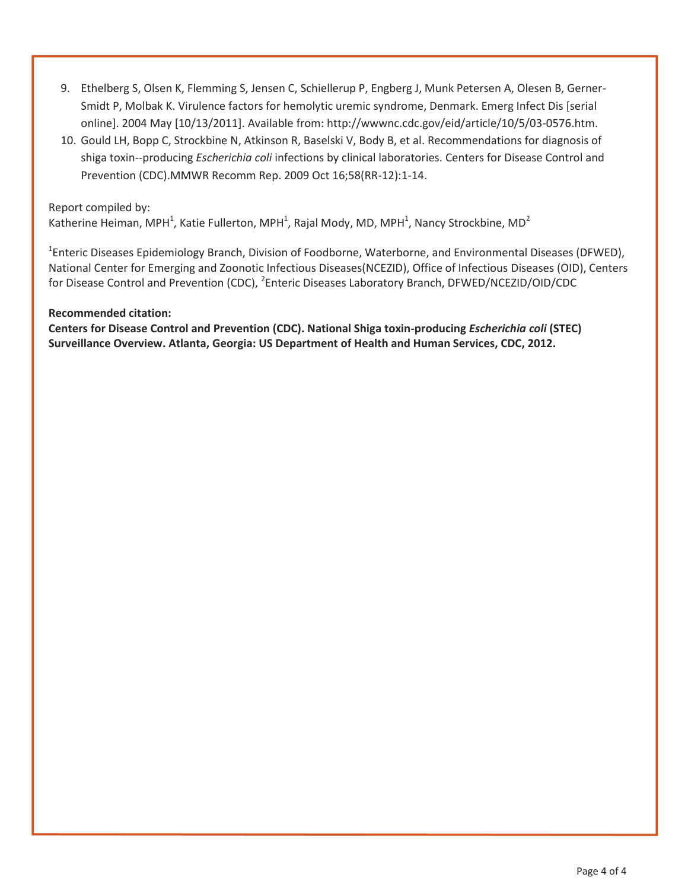9. Ethelberg S, Olsen K, Flemming S, Jensen C, Schiellerup P, Engberg J, Munk Petersen A, Olesen B, Gerner-Smidt P, Molbak K. Virulence factors for hemolytic uremic syndrome, Denmark. Emerg Infect Dis [serial online]. 2004 May [10/13/2011]. Available from: http://wwwnc.cdc.gov/eid/article/10/5/03-0576.htm.
10. Gould LH, Bopp C, Strockbine N, Atkinson R, Baselski V, Body B, et al. Recommendations for diagnosis of shiga toxin--producing *Escherichia coli* infections by clinical laboratories. Centers for Disease Control and Prevention (CDC).MMWR Recomm Rep. 2009 Oct 16;58(RR-12):1-14.

Report compiled by:
Katherine Heiman, MPH[1], Katie Fullerton, MPH[1], Rajal Mody, MD, MPH[1], Nancy Strockbine, MD[2]

[1]Enteric Diseases Epidemiology Branch, Division of Foodborne, Waterborne, and Environmental Diseases (DFWED), National Center for Emerging and Zoonotic Infectious Diseases(NCEZID), Office of Infectious Diseases (OID), Centers for Disease Control and Prevention (CDC), [2]Enteric Diseases Laboratory Branch, DFWED/NCEZID/OID/CDC

**Recommended citation:**
**Centers for Disease Control and Prevention (CDC). National Shiga toxin-producing *Escherichia coli* (STEC) Surveillance Overview. Atlanta, Georgia: US Department of Health and Human Services, CDC, 2012.**